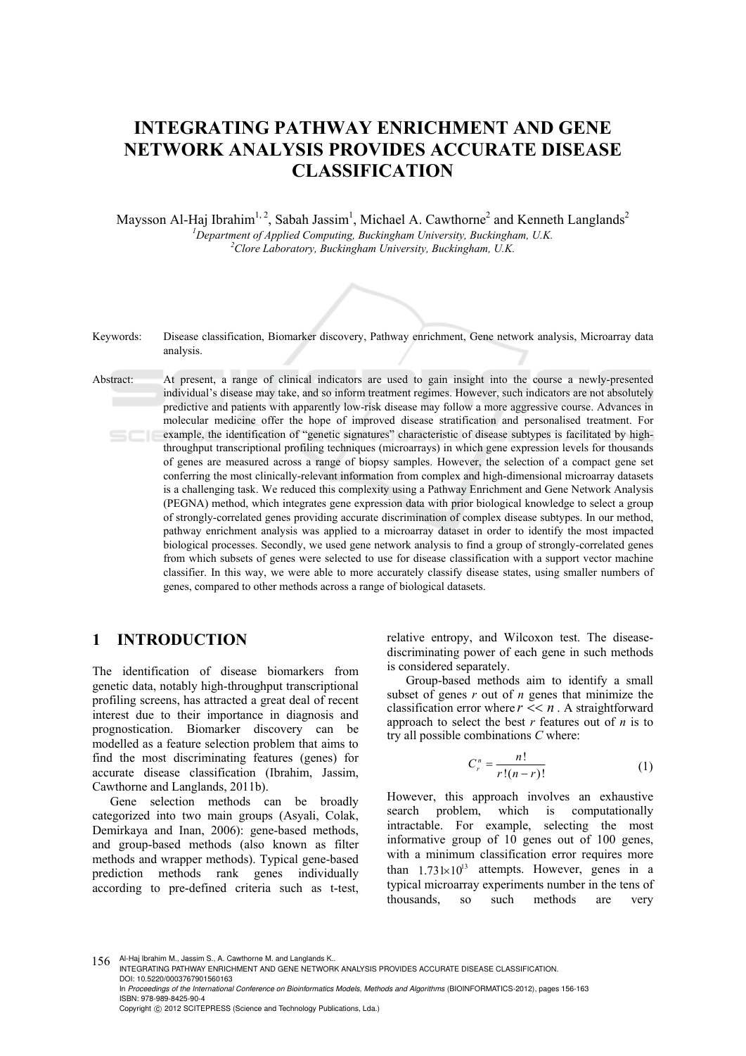# INTEGRATING PATHWAY ENRICHMENT AND GENE NETWORK ANALYSIS PROVIDES ACCURATE DISEASE CLASSIFICATION

Maysson Al-Haj Ibrahim[1, 2], Sabah Jassim[1], Michael A. Cawthorne[2] and Kenneth Langlands[2]

[1]*Department of Applied Computing, Buckingham University, Buckingham, U.K.*
[2]*Clore Laboratory, Buckingham University, Buckingham, U.K.*

Keywords: Disease classification, Biomarker discovery, Pathway enrichment, Gene network analysis, Microarray data analysis.

Abstract: At present, a range of clinical indicators are used to gain insight into the course a newly-presented individual's disease may take, and so inform treatment regimes. However, such indicators are not absolutely predictive and patients with apparently low-risk disease may follow a more aggressive course. Advances in molecular medicine offer the hope of improved disease stratification and personalised treatment. For example, the identification of "genetic signatures" characteristic of disease subtypes is facilitated by high-throughput transcriptional profiling techniques (microarrays) in which gene expression levels for thousands of genes are measured across a range of biopsy samples. However, the selection of a compact gene set conferring the most clinically-relevant information from complex and high-dimensional microarray datasets is a challenging task. We reduced this complexity using a Pathway Enrichment and Gene Network Analysis (PEGNA) method, which integrates gene expression data with prior biological knowledge to select a group of strongly-correlated genes providing accurate discrimination of complex disease subtypes. In our method, pathway enrichment analysis was applied to a microarray dataset in order to identify the most impacted biological processes. Secondly, we used gene network analysis to find a group of strongly-correlated genes from which subsets of genes were selected to use for disease classification with a support vector machine classifier. In this way, we were able to more accurately classify disease states, using smaller numbers of genes, compared to other methods across a range of biological datasets.

## 1 INTRODUCTION

The identification of disease biomarkers from genetic data, notably high-throughput transcriptional profiling screens, has attracted a great deal of recent interest due to their importance in diagnosis and prognostication. Biomarker discovery can be modelled as a feature selection problem that aims to find the most discriminating features (genes) for accurate disease classification (Ibrahim, Jassim, Cawthorne and Langlands, 2011b).

Gene selection methods can be broadly categorized into two main groups (Asyali, Colak, Demirkaya and Inan, 2006): gene-based methods, and group-based methods (also known as filter methods and wrapper methods). Typical gene-based prediction methods rank genes individually according to pre-defined criteria such as t-test, relative entropy, and Wilcoxon test. The disease-discriminating power of each gene in such methods is considered separately.

Group-based methods aim to identify a small subset of genes *r* out of *n* genes that minimize the classification error where $r << n$. A straightforward approach to select the best *r* features out of *n* is to try all possible combinations *C* where:

$$C_r^n = \frac{n!}{r!(n-r)!} \qquad (1)$$

However, this approach involves an exhaustive search problem, which is computationally intractable. For example, selecting the most informative group of 10 genes out of 100 genes, with a minimum classification error requires more than $1.731 \times 10^{13}$ attempts. However, genes in a typical microarray experiments number in the tens of thousands, so such methods are very

Al-Haj Ibrahim M., Jassim S., A. Cawthorne M. and Langlands K..
INTEGRATING PATHWAY ENRICHMENT AND GENE NETWORK ANALYSIS PROVIDES ACCURATE DISEASE CLASSIFICATION.
DOI: 10.5220/0003767901560163
In *Proceedings of the International Conference on Bioinformatics Models, Methods and Algorithms* (BIOINFORMATICS-2012), pages 156-163
ISBN: 978-989-8425-90-4
Copyright © 2012 SCITEPRESS (Science and Technology Publications, Lda.)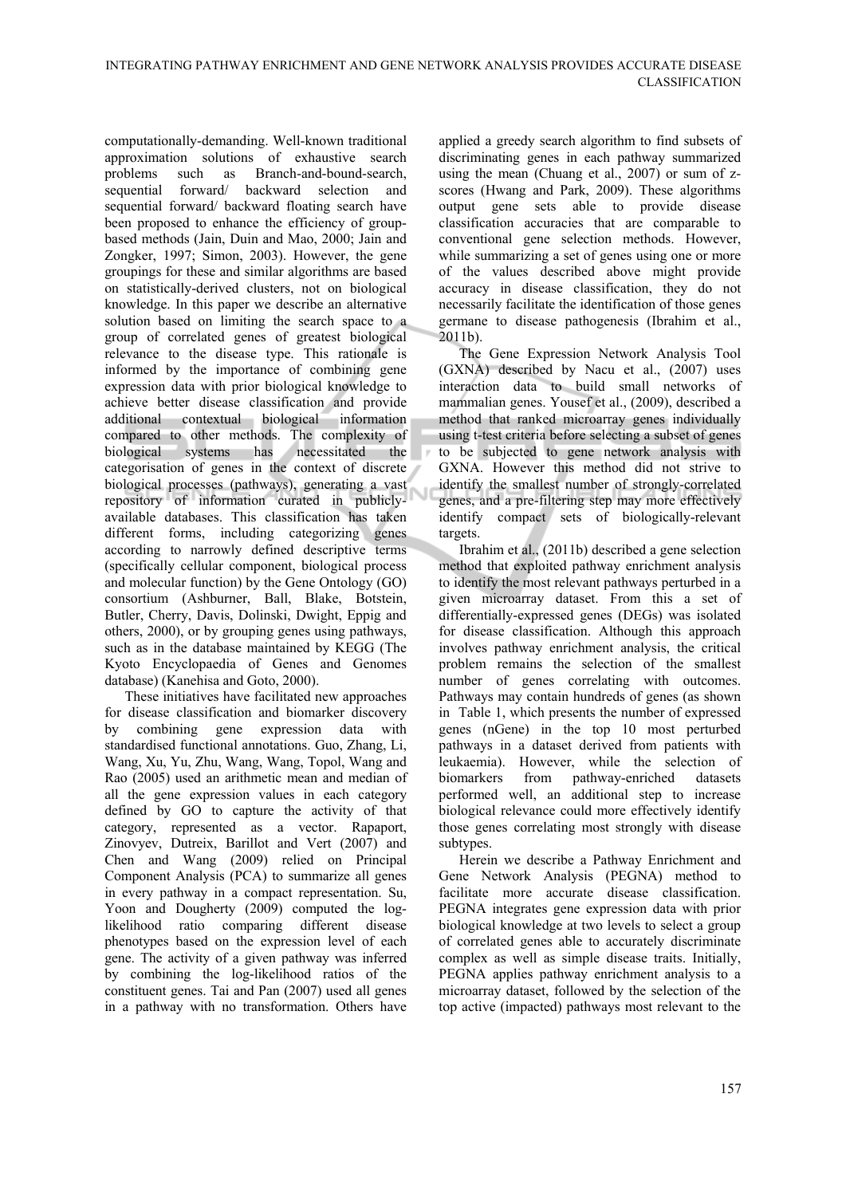computationally-demanding. Well-known traditional approximation solutions of exhaustive search problems such as Branch-and-bound-search, sequential forward/ backward selection and sequential forward/ backward floating search have been proposed to enhance the efficiency of group-based methods (Jain, Duin and Mao, 2000; Jain and Zongker, 1997; Simon, 2003). However, the gene groupings for these and similar algorithms are based on statistically-derived clusters, not on biological knowledge. In this paper we describe an alternative solution based on limiting the search space to a group of correlated genes of greatest biological relevance to the disease type. This rationale is informed by the importance of combining gene expression data with prior biological knowledge to achieve better disease classification and provide additional contextual biological information compared to other methods. The complexity of biological systems has necessitated the categorisation of genes in the context of discrete biological processes (pathways), generating a vast repository of information curated in publicly-available databases. This classification has taken different forms, including categorizing genes according to narrowly defined descriptive terms (specifically cellular component, biological process and molecular function) by the Gene Ontology (GO) consortium (Ashburner, Ball, Blake, Botstein, Butler, Cherry, Davis, Dolinski, Dwight, Eppig and others, 2000), or by grouping genes using pathways, such as in the database maintained by KEGG (The Kyoto Encyclopaedia of Genes and Genomes database) (Kanehisa and Goto, 2000).

These initiatives have facilitated new approaches for disease classification and biomarker discovery by combining gene expression data with standardised functional annotations. Guo, Zhang, Li, Wang, Xu, Yu, Zhu, Wang, Wang, Topol, Wang and Rao (2005) used an arithmetic mean and median of all the gene expression values in each category defined by GO to capture the activity of that category, represented as a vector. Rapaport, Zinovyev, Dutreix, Barillot and Vert (2007) and Chen and Wang (2009) relied on Principal Component Analysis (PCA) to summarize all genes in every pathway in a compact representation. Su, Yoon and Dougherty (2009) computed the log-likelihood ratio comparing different disease phenotypes based on the expression level of each gene. The activity of a given pathway was inferred by combining the log-likelihood ratios of the constituent genes. Tai and Pan (2007) used all genes in a pathway with no transformation. Others have applied a greedy search algorithm to find subsets of discriminating genes in each pathway summarized using the mean (Chuang et al., 2007) or sum of z-scores (Hwang and Park, 2009). These algorithms output gene sets able to provide disease classification accuracies that are comparable to conventional gene selection methods. However, while summarizing a set of genes using one or more of the values described above might provide accuracy in disease classification, they do not necessarily facilitate the identification of those genes germane to disease pathogenesis (Ibrahim et al., 2011b).

The Gene Expression Network Analysis Tool (GXNA) described by Nacu et al., (2007) uses interaction data to build small networks of mammalian genes. Yousef et al., (2009), described a method that ranked microarray genes individually using t-test criteria before selecting a subset of genes to be subjected to gene network analysis with GXNA. However this method did not strive to identify the smallest number of strongly-correlated genes, and a pre-filtering step may more effectively identify compact sets of biologically-relevant targets.

Ibrahim et al., (2011b) described a gene selection method that exploited pathway enrichment analysis to identify the most relevant pathways perturbed in a given microarray dataset. From this a set of differentially-expressed genes (DEGs) was isolated for disease classification. Although this approach involves pathway enrichment analysis, the critical problem remains the selection of the smallest number of genes correlating with outcomes. Pathways may contain hundreds of genes (as shown in Table 1, which presents the number of expressed genes (nGene) in the top 10 most perturbed pathways in a dataset derived from patients with leukaemia). However, while the selection of biomarkers from pathway-enriched datasets performed well, an additional step to increase biological relevance could more effectively identify those genes correlating most strongly with disease subtypes.

Herein we describe a Pathway Enrichment and Gene Network Analysis (PEGNA) method to facilitate more accurate disease classification. PEGNA integrates gene expression data with prior biological knowledge at two levels to select a group of correlated genes able to accurately discriminate complex as well as simple disease traits. Initially, PEGNA applies pathway enrichment analysis to a microarray dataset, followed by the selection of the top active (impacted) pathways most relevant to the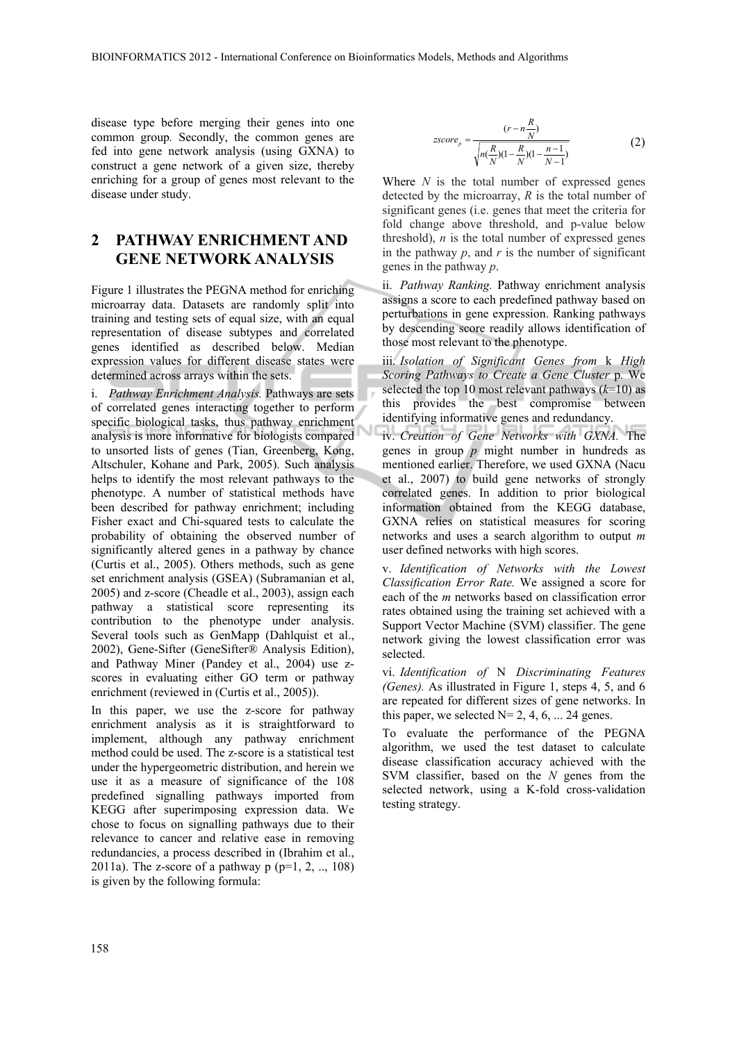disease type before merging their genes into one common group. Secondly, the common genes are fed into gene network analysis (using GXNA) to construct a gene network of a given size, thereby enriching for a group of genes most relevant to the disease under study.

## 2 PATHWAY ENRICHMENT AND GENE NETWORK ANALYSIS

Figure 1 illustrates the PEGNA method for enriching microarray data. Datasets are randomly split into training and testing sets of equal size, with an equal representation of disease subtypes and correlated genes identified as described below. Median expression values for different disease states were determined across arrays within the sets.

i. *Pathway Enrichment Analysis.* Pathways are sets of correlated genes interacting together to perform specific biological tasks, thus pathway enrichment analysis is more informative for biologists compared to unsorted lists of genes (Tian, Greenberg, Kong, Altschuler, Kohane and Park, 2005). Such analysis helps to identify the most relevant pathways to the phenotype. A number of statistical methods have been described for pathway enrichment; including Fisher exact and Chi-squared tests to calculate the probability of obtaining the observed number of significantly altered genes in a pathway by chance (Curtis et al., 2005). Others methods, such as gene set enrichment analysis (GSEA) (Subramanian et al, 2005) and z-score (Cheadle et al., 2003), assign each pathway a statistical score representing its contribution to the phenotype under analysis. Several tools such as GenMapp (Dahlquist et al., 2002), Gene-Sifter (GeneSifter® Analysis Edition), and Pathway Miner (Pandey et al., 2004) use z-scores in evaluating either GO term or pathway enrichment (reviewed in (Curtis et al., 2005)).

In this paper, we use the z-score for pathway enrichment analysis as it is straightforward to implement, although any pathway enrichment method could be used. The z-score is a statistical test under the hypergeometric distribution, and herein we use it as a measure of significance of the 108 predefined signalling pathways imported from KEGG after superimposing expression data. We chose to focus on signalling pathways due to their relevance to cancer and relative ease in removing redundancies, a process described in (Ibrahim et al., 2011a). The z-score of a pathway p (p=1, 2, .., 108) is given by the following formula:

$$zscore_p = \frac{(r - n\frac{R}{N})}{\sqrt{n(\frac{R}{N})(1-\frac{R}{N})(1-\frac{n-1}{N-1})}} \tag{2}$$

Where $N$ is the total number of expressed genes detected by the microarray, $R$ is the total number of significant genes (i.e. genes that meet the criteria for fold change above threshold, and p-value below threshold), $n$ is the total number of expressed genes in the pathway $p$, and $r$ is the number of significant genes in the pathway $p$.

ii. *Pathway Ranking.* Pathway enrichment analysis assigns a score to each predefined pathway based on perturbations in gene expression. Ranking pathways by descending score readily allows identification of those most relevant to the phenotype.

iii. *Isolation of Significant Genes from* k *High Scoring Pathways to Create a Gene Cluster* p*.* We selected the top 10 most relevant pathways ($k$=10) as this provides the best compromise between identifying informative genes and redundancy.

iv. *Creation of Gene Networks with GXNA.* The genes in group $p$ might number in hundreds as mentioned earlier. Therefore, we used GXNA (Nacu et al., 2007) to build gene networks of strongly correlated genes. In addition to prior biological information obtained from the KEGG database, GXNA relies on statistical measures for scoring networks and uses a search algorithm to output $m$ user defined networks with high scores.

v. *Identification of Networks with the Lowest Classification Error Rate.* We assigned a score for each of the $m$ networks based on classification error rates obtained using the training set achieved with a Support Vector Machine (SVM) classifier. The gene network giving the lowest classification error was selected.

vi. *Identification of* N *Discriminating Features (Genes).* As illustrated in Figure 1, steps 4, 5, and 6 are repeated for different sizes of gene networks. In this paper, we selected N= 2, 4, 6, ... 24 genes.

To evaluate the performance of the PEGNA algorithm, we used the test dataset to calculate disease classification accuracy achieved with the SVM classifier, based on the $N$ genes from the selected network, using a K-fold cross-validation testing strategy.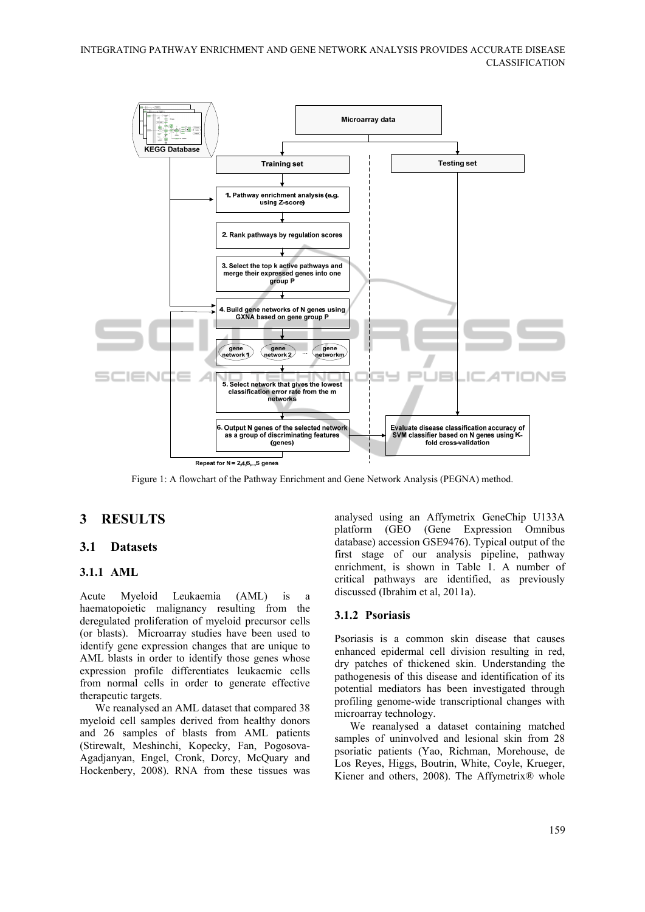Figure 1: A flowchart of the Pathway Enrichment and Gene Network Analysis (PEGNA) method.

# 3 RESULTS

## 3.1 Datasets

### 3.1.1 AML

Acute Myeloid Leukaemia (AML) is a haematopoietic malignancy resulting from the deregulated proliferation of myeloid precursor cells (or blasts). Microarray studies have been used to identify gene expression changes that are unique to AML blasts in order to identify those genes whose expression profile differentiates leukaemic cells from normal cells in order to generate effective therapeutic targets.

We reanalysed an AML dataset that compared 38 myeloid cell samples derived from healthy donors and 26 samples of blasts from AML patients (Stirewalt, Meshinchi, Kopecky, Fan, Pogosova-Agadjanyan, Engel, Cronk, Dorcy, McQuary and Hockenbery, 2008). RNA from these tissues was analysed using an Affymetrix GeneChip U133A platform (GEO (Gene Expression Omnibus database) accession GSE9476). Typical output of the first stage of our analysis pipeline, pathway enrichment, is shown in Table 1. A number of critical pathways are identified, as previously discussed (Ibrahim et al, 2011a).

### 3.1.2 Psoriasis

Psoriasis is a common skin disease that causes enhanced epidermal cell division resulting in red, dry patches of thickened skin. Understanding the pathogenesis of this disease and identification of its potential mediators has been investigated through profiling genome-wide transcriptional changes with microarray technology.

We reanalysed a dataset containing matched samples of uninvolved and lesional skin from 28 psoriatic patients (Yao, Richman, Morehouse, de Los Reyes, Higgs, Boutrin, White, Coyle, Krueger, Kiener and others, 2008). The Affymetrix® whole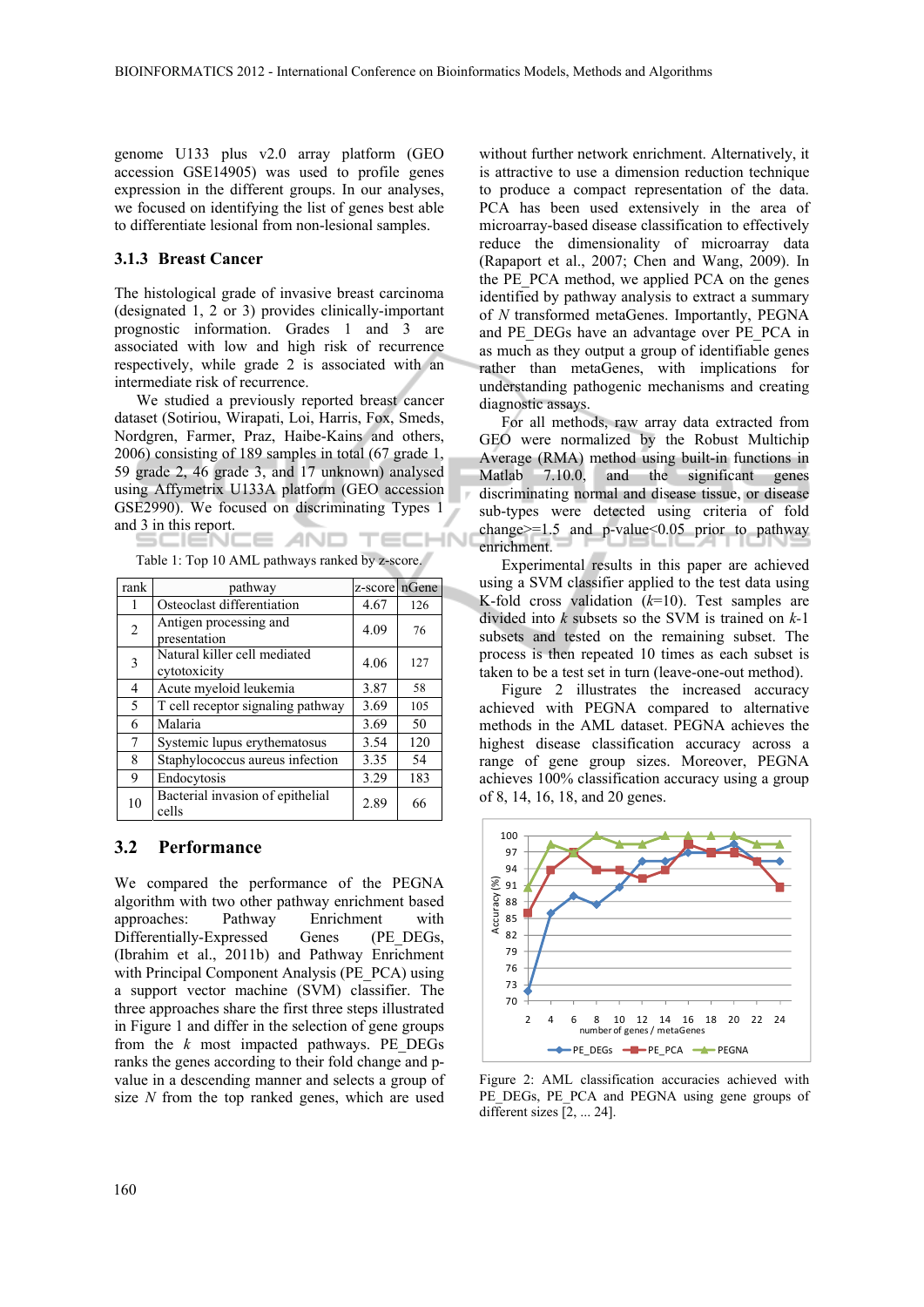genome U133 plus v2.0 array platform (GEO accession GSE14905) was used to profile genes expression in the different groups. In our analyses, we focused on identifying the list of genes best able to differentiate lesional from non-lesional samples.

### 3.1.3 Breast Cancer

The histological grade of invasive breast carcinoma (designated 1, 2 or 3) provides clinically-important prognostic information. Grades 1 and 3 are associated with low and high risk of recurrence respectively, while grade 2 is associated with an intermediate risk of recurrence.

We studied a previously reported breast cancer dataset (Sotiriou, Wirapati, Loi, Harris, Fox, Smeds, Nordgren, Farmer, Praz, Haibe-Kains and others, 2006) consisting of 189 samples in total (67 grade 1, 59 grade 2, 46 grade 3, and 17 unknown) analysed using Affymetrix U133A platform (GEO accession GSE2990). We focused on discriminating Types 1 and 3 in this report.

Table 1: Top 10 AML pathways ranked by z-score.

| rank | pathway | z-score | nGene |
|---|---|---|---|
| 1 | Osteoclast differentiation | 4.67 | 126 |
| 2 | Antigen processing and presentation | 4.09 | 76 |
| 3 | Natural killer cell mediated cytotoxicity | 4.06 | 127 |
| 4 | Acute myeloid leukemia | 3.87 | 58 |
| 5 | T cell receptor signaling pathway | 3.69 | 105 |
| 6 | Malaria | 3.69 | 50 |
| 7 | Systemic lupus erythematosus | 3.54 | 120 |
| 8 | Staphylococcus aureus infection | 3.35 | 54 |
| 9 | Endocytosis | 3.29 | 183 |
| 10 | Bacterial invasion of epithelial cells | 2.89 | 66 |

## 3.2 Performance

We compared the performance of the PEGNA algorithm with two other pathway enrichment based approaches: Pathway Enrichment with Differentially-Expressed Genes (PE_DEGs, (Ibrahim et al., 2011b) and Pathway Enrichment with Principal Component Analysis (PE_PCA) using a support vector machine (SVM) classifier. The three approaches share the first three steps illustrated in Figure 1 and differ in the selection of gene groups from the $k$ most impacted pathways. PE_DEGs ranks the genes according to their fold change and p-value in a descending manner and selects a group of size $N$ from the top ranked genes, which are used without further network enrichment. Alternatively, it is attractive to use a dimension reduction technique to produce a compact representation of the data. PCA has been used extensively in the area of microarray-based disease classification to effectively reduce the dimensionality of microarray data (Rapaport et al., 2007; Chen and Wang, 2009). In the PE_PCA method, we applied PCA on the genes identified by pathway analysis to extract a summary of $N$ transformed metaGenes. Importantly, PEGNA and PE_DEGs have an advantage over PE_PCA in as much as they output a group of identifiable genes rather than metaGenes, with implications for understanding pathogenic mechanisms and creating diagnostic assays.

For all methods, raw array data extracted from GEO were normalized by the Robust Multichip Average (RMA) method using built-in functions in Matlab 7.10.0, and the significant genes discriminating normal and disease tissue, or disease sub-types were detected using criteria of fold change>=1.5 and p-value<0.05 prior to pathway enrichment.

Experimental results in this paper are achieved using a SVM classifier applied to the test data using K-fold cross validation ($k$=10). Test samples are divided into $k$ subsets so the SVM is trained on $k$-1 subsets and tested on the remaining subset. The process is then repeated 10 times as each subset is taken to be a test set in turn (leave-one-out method).

Figure 2 illustrates the increased accuracy achieved with PEGNA compared to alternative methods in the AML dataset. PEGNA achieves the highest disease classification accuracy across a range of gene group sizes. Moreover, PEGNA achieves 100% classification accuracy using a group of 8, 14, 16, 18, and 20 genes.

Figure 2: AML classification accuracies achieved with PE_DEGs, PE_PCA and PEGNA using gene groups of different sizes [2, ... 24].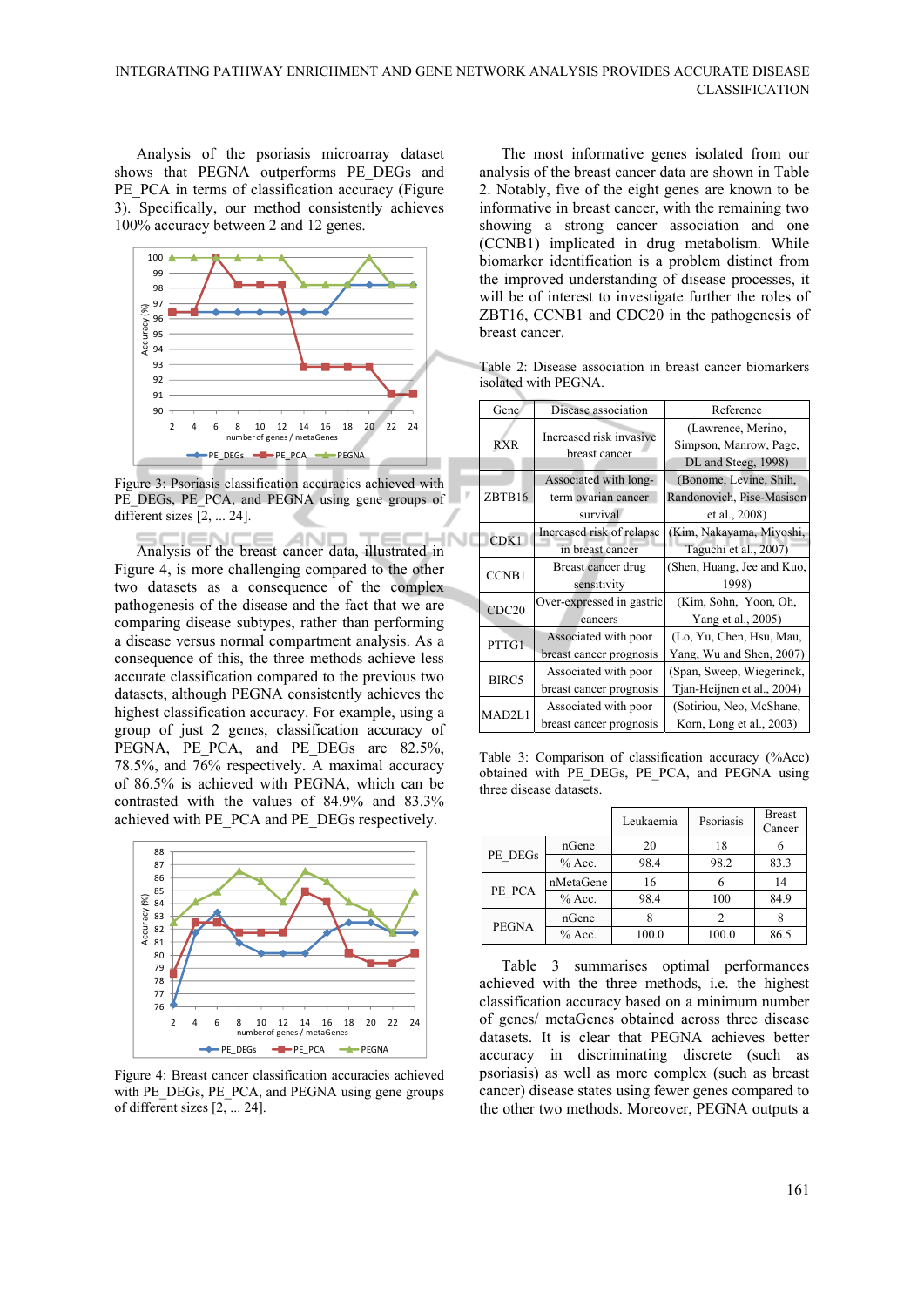Analysis of the psoriasis microarray dataset shows that PEGNA outperforms PE_DEGs and PE_PCA in terms of classification accuracy (Figure 3). Specifically, our method consistently achieves 100% accuracy between 2 and 12 genes.

Figure 3: Psoriasis classification accuracies achieved with PE_DEGs, PE_PCA, and PEGNA using gene groups of different sizes [2, ... 24].

Analysis of the breast cancer data, illustrated in Figure 4, is more challenging compared to the other two datasets as a consequence of the complex pathogenesis of the disease and the fact that we are comparing disease subtypes, rather than performing a disease versus normal compartment analysis. As a consequence of this, the three methods achieve less accurate classification compared to the previous two datasets, although PEGNA consistently achieves the highest classification accuracy. For example, using a group of just 2 genes, classification accuracy of PEGNA, PE_PCA, and PE_DEGs are 82.5%, 78.5%, and 76% respectively. A maximal accuracy of 86.5% is achieved with PEGNA, which can be contrasted with the values of 84.9% and 83.3% achieved with PE_PCA and PE_DEGs respectively.

Figure 4: Breast cancer classification accuracies achieved with PE_DEGs, PE_PCA, and PEGNA using gene groups of different sizes [2, ... 24].

The most informative genes isolated from our analysis of the breast cancer data are shown in Table 2. Notably, five of the eight genes are known to be informative in breast cancer, with the remaining two showing a strong cancer association and one (CCNB1) implicated in drug metabolism. While biomarker identification is a problem distinct from the improved understanding of disease processes, it will be of interest to investigate further the roles of ZBT16, CCNB1 and CDC20 in the pathogenesis of breast cancer.

Table 2: Disease association in breast cancer biomarkers isolated with PEGNA.

| Gene | Disease association | Reference |
|---|---|---|
| RXR | Increased risk invasive breast cancer | (Lawrence, Merino, Simpson, Manrow, Page, DL and Steeg, 1998) |
| ZBTB16 | Associated with long-term ovarian cancer survival | (Bonome, Levine, Shih, Randonovich, Pise-Masison et al., 2008) |
| CDK1 | Increased risk of relapse in breast cancer | (Kim, Nakayama, Miyoshi, Taguchi et al., 2007) |
| CCNB1 | Breast cancer drug sensitivity | (Shen, Huang, Jee and Kuo, 1998) |
| CDC20 | Over-expressed in gastric cancers | (Kim, Sohn, Yoon, Oh, Yang et al., 2005) |
| PTTG1 | Associated with poor breast cancer prognosis | (Lo, Yu, Chen, Hsu, Mau, Yang, Wu and Shen, 2007) |
| BIRC5 | Associated with poor breast cancer prognosis | (Span, Sweep, Wiegerinck, Tjan-Heijnen et al., 2004) |
| MAD2L1 | Associated with poor breast cancer prognosis | (Sotiriou, Neo, McShane, Korn, Long et al., 2003) |

Table 3: Comparison of classification accuracy (%Acc) obtained with PE_DEGs, PE_PCA, and PEGNA using three disease datasets.

| | | Leukaemia | Psoriasis | Breast Cancer |
|---|---|---|---|---|
| PE_DEGs | nGene | 20 | 18 | 6 |
| | % Acc. | 98.4 | 98.2 | 83.3 |
| PE_PCA | nMetaGene | 16 | 6 | 14 |
| | % Acc. | 98.4 | 100 | 84.9 |
| PEGNA | nGene | 8 | 2 | 8 |
| | % Acc. | 100.0 | 100.0 | 86.5 |

Table 3 summarises optimal performances achieved with the three methods, i.e. the highest classification accuracy based on a minimum number of genes/ metaGenes obtained across three disease datasets. It is clear that PEGNA achieves better accuracy in discriminating discrete (such as psoriasis) as well as more complex (such as breast cancer) disease states using fewer genes compared to the other two methods. Moreover, PEGNA outputs a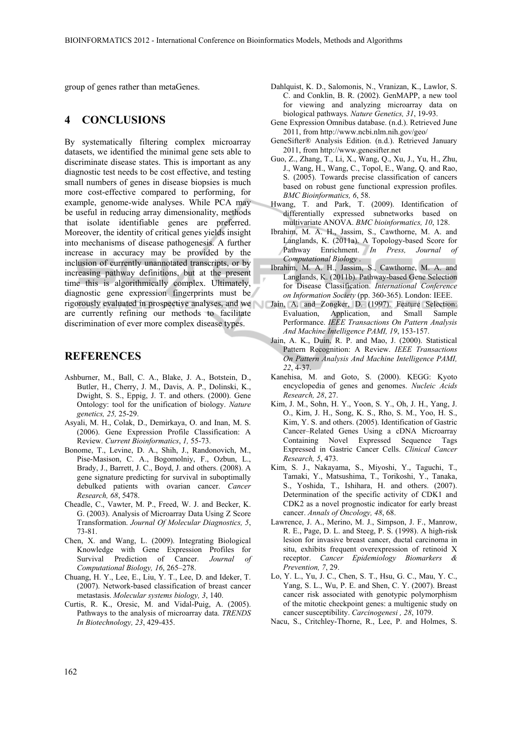group of genes rather than metaGenes.

## 4 CONCLUSIONS

By systematically filtering complex microarray datasets, we identified the minimal gene sets able to discriminate disease states. This is important as any diagnostic test needs to be cost effective, and testing small numbers of genes in disease biopsies is much more cost-effective compared to performing, for example, genome-wide analyses. While PCA may be useful in reducing array dimensionality, methods that isolate identifiable genes are preferred. Moreover, the identity of critical genes yields insight into mechanisms of disease pathogenesis. A further increase in accuracy may be provided by the inclusion of currently unannotated transcripts, or by increasing pathway definitions, but at the present time this is algorithmically complex. Ultimately, diagnostic gene expression fingerprints must be rigorously evaluated in prospective analyses, and we are currently refining our methods to facilitate discrimination of ever more complex disease types.

## REFERENCES

Ashburner, M., Ball, C. A., Blake, J. A., Botstein, D., Butler, H., Cherry, J. M., Davis, A. P., Dolinski, K., Dwight, S. S., Eppig, J. T. and others. (2000). Gene Ontology: tool for the unification of biology. *Nature genetics, 25,* 25-29.

Asyali, M. H., Colak, D., Demirkaya, O. and Inan, M. S. (2006). Gene Expression Profile Classification: A Review. *Current Bioinformatics*, *1,* 55-73.

Bonome, T., Levine, D. A., Shih, J., Randonovich, M., Pise-Masison, C. A., Bogomolniy, F., Ozbun, L., Brady, J., Barrett, J. C., Boyd, J. and others. (2008). A gene signature predicting for survival in suboptimally debulked patients with ovarian cancer. *Cancer Research, 68*, 5478.

Cheadle, C., Vawter, M. P., Freed, W. J. and Becker, K. G. (2003). Analysis of Microarray Data Using Z Score Transformation. *Journal Of Molecular Diagnostics, 5*, 73-81.

Chen, X. and Wang, L. (2009). Integrating Biological Knowledge with Gene Expression Profiles for Survival Prediction of Cancer. *Journal of Computational Biology, 16*, 265–278.

Chuang, H. Y., Lee, E., Liu, Y. T., Lee, D. and Ideker, T. (2007). Network-based classification of breast cancer metastasis. *Molecular systems biology, 3*, 140.

Curtis, R. K., Oresic, M. and Vidal-Puig, A. (2005). Pathways to the analysis of microarray data. *TRENDS In Biotechnology, 23*, 429-435.

Dahlquist, K. D., Salomonis, N., Vranizan, K., Lawlor, S. C. and Conklin, B. R. (2002). GenMAPP, a new tool for viewing and analyzing microarray data on biological pathways. *Nature Genetics, 31*, 19-93.

Gene Expression Omnibus database. (n.d.). Retrieved June 2011, from http://www.ncbi.nlm.nih.gov/geo/

GeneSifter® Analysis Edition. (n.d.). Retrieved January 2011, from http://www.genesifter.net

Guo, Z., Zhang, T., Li, X., Wang, Q., Xu, J., Yu, H., Zhu, J., Wang, H., Wang, C., Topol, E., Wang, Q. and Rao, S. (2005). Towards precise classification of cancers based on robust gene functional expression profiles. *BMC Bioinformatics, 6*, 58.

Hwang, T. and Park, T. (2009). Identification of differentially expressed subnetworks based on multivariate ANOVA. *BMC bioinformatics, 10*, 128.

Ibrahim, M. A. H., Jassim, S., Cawthorne, M. A. and Langlands, K. (2011a). A Topology-based Score for Pathway Enrichment. *In Press, Journal of Computational Biology* .

Ibrahim, M. A. H., Jassim, S., Cawthorne, M. A. and Langlands, K. (2011b). Pathway-based Gene Selection for Disease Classification. *International Conference on Information Society* (pp. 360-365). London: IEEE.

Jain, A. and Zongker, D. (1997). Feature Selection: Evaluation, Application, and Small Sample Performance. *IEEE Transactions On Pattern Analysis And Machine Intelligence PAMI, 19*, 153-157.

Jain, A. K., Duin, R. P. and Mao, J. (2000). Statistical Pattern Recognition: A Review. *IEEE Transactions On Pattern Analysis And Machine Intelligence PAMI, 22*, 4-37.

Kanehisa, M. and Goto, S. (2000). KEGG: Kyoto encyclopedia of genes and genomes. *Nucleic Acids Research, 28*, 27.

Kim, J. M., Sohn, H. Y., Yoon, S. Y., Oh, J. H., Yang, J. O., Kim, J. H., Song, K. S., Rho, S. M., Yoo, H. S., Kim, Y. S. and others. (2005). Identification of Gastric Cancer–Related Genes Using a cDNA Microarray Containing Novel Expressed Sequence Tags Expressed in Gastric Cancer Cells. *Clinical Cancer Research, 5*, 473.

Kim, S. J., Nakayama, S., Miyoshi, Y., Taguchi, T., Tamaki, Y., Matsushima, T., Torikoshi, Y., Tanaka, S., Yoshida, T., Ishihara, H. and others. (2007). Determination of the specific activity of CDK1 and CDK2 as a novel prognostic indicator for early breast cancer. *Annals of Oncology, 48*, 68.

Lawrence, J. A., Merino, M. J., Simpson, J. F., Manrow, R. E., Page, D. L. and Steeg, P. S. (1998). A high-risk lesion for invasive breast cancer, ductal carcinoma in situ, exhibits frequent overexpression of retinoid X receptor. *Cancer Epidemiology Biomarkers & Prevention, 7*, 29.

Lo, Y. L., Yu, J. C., Chen, S. T., Hsu, G. C., Mau, Y. C., Yang, S. L., Wu, P. E. and Shen, C. Y. (2007). Breast cancer risk associated with genotypic polymorphism of the mitotic checkpoint genes: a multigenic study on cancer susceptibility. *Carcinogenesi , 28*, 1079.

Nacu, S., Critchley-Thorne, R., Lee, P. and Holmes, S.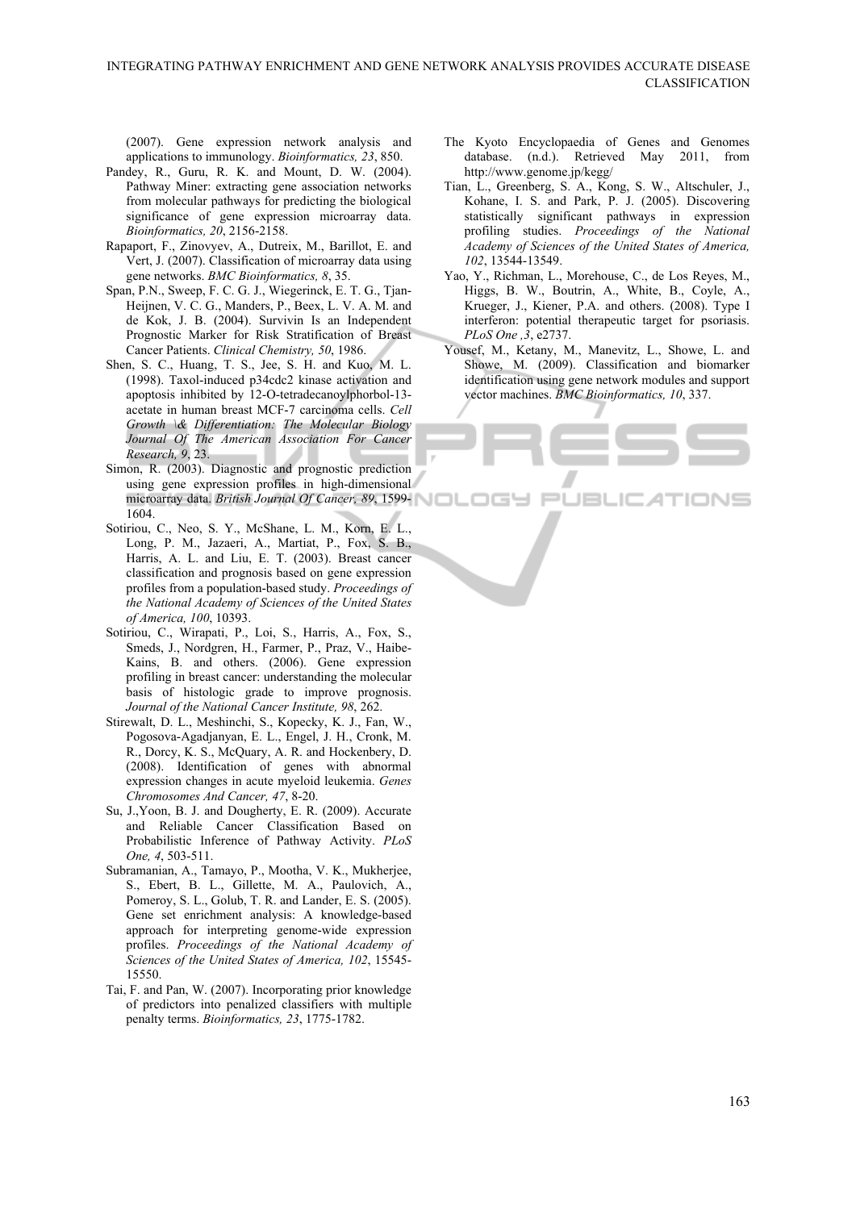(2007). Gene expression network analysis and applications to immunology. *Bioinformatics, 23*, 850.

Pandey, R., Guru, R. K. and Mount, D. W. (2004). Pathway Miner: extracting gene association networks from molecular pathways for predicting the biological significance of gene expression microarray data. *Bioinformatics, 20*, 2156-2158.

Rapaport, F., Zinovyev, A., Dutreix, M., Barillot, E. and Vert, J. (2007). Classification of microarray data using gene networks. *BMC Bioinformatics, 8*, 35.

Span, P.N., Sweep, F. C. G. J., Wiegerinck, E. T. G., Tjan-Heijnen, V. C. G., Manders, P., Beex, L. V. A. M. and de Kok, J. B. (2004). Survivin Is an Independent Prognostic Marker for Risk Stratification of Breast Cancer Patients. *Clinical Chemistry, 50*, 1986.

Shen, S. C., Huang, T. S., Jee, S. H. and Kuo, M. L. (1998). Taxol-induced p34cdc2 kinase activation and apoptosis inhibited by 12-O-tetradecanoylphorbol-13-acetate in human breast MCF-7 carcinoma cells. *Cell Growth \& Differentiation: The Molecular Biology Journal Of The American Association For Cancer Research, 9*, 23.

Simon, R. (2003). Diagnostic and prognostic prediction using gene expression profiles in high-dimensional microarray data. *British Journal Of Cancer, 89*, 1599-1604.

Sotiriou, C., Neo, S. Y., McShane, L. M., Korn, E. L., Long, P. M., Jazaeri, A., Martiat, P., Fox, S. B., Harris, A. L. and Liu, E. T. (2003). Breast cancer classification and prognosis based on gene expression profiles from a population-based study. *Proceedings of the National Academy of Sciences of the United States of America, 100*, 10393.

Sotiriou, C., Wirapati, P., Loi, S., Harris, A., Fox, S., Smeds, J., Nordgren, H., Farmer, P., Praz, V., Haibe-Kains, B. and others. (2006). Gene expression profiling in breast cancer: understanding the molecular basis of histologic grade to improve prognosis. *Journal of the National Cancer Institute, 98*, 262.

Stirewalt, D. L., Meshinchi, S., Kopecky, K. J., Fan, W., Pogosova-Agadjanyan, E. L., Engel, J. H., Cronk, M. R., Dorcy, K. S., McQuary, A. R. and Hockenbery, D. (2008). Identification of genes with abnormal expression changes in acute myeloid leukemia. *Genes Chromosomes And Cancer, 47*, 8-20.

Su, J.,Yoon, B. J. and Dougherty, E. R. (2009). Accurate and Reliable Cancer Classification Based on Probabilistic Inference of Pathway Activity. *PLoS One, 4*, 503-511.

Subramanian, A., Tamayo, P., Mootha, V. K., Mukherjee, S., Ebert, B. L., Gillette, M. A., Paulovich, A., Pomeroy, S. L., Golub, T. R. and Lander, E. S. (2005). Gene set enrichment analysis: A knowledge-based approach for interpreting genome-wide expression profiles. *Proceedings of the National Academy of Sciences of the United States of America, 102*, 15545-15550.

Tai, F. and Pan, W. (2007). Incorporating prior knowledge of predictors into penalized classifiers with multiple penalty terms. *Bioinformatics, 23*, 1775-1782.

The Kyoto Encyclopaedia of Genes and Genomes database. (n.d.). Retrieved May 2011, from http://www.genome.jp/kegg/

Tian, L., Greenberg, S. A., Kong, S. W., Altschuler, J., Kohane, I. S. and Park, P. J. (2005). Discovering statistically significant pathways in expression profiling studies. *Proceedings of the National Academy of Sciences of the United States of America, 102*, 13544-13549.

Yao, Y., Richman, L., Morehouse, C., de Los Reyes, M., Higgs, B. W., Boutrin, A., White, B., Coyle, A., Krueger, J., Kiener, P.A. and others. (2008). Type I interferon: potential therapeutic target for psoriasis. *PLoS One ,3*, e2737.

Yousef, M., Ketany, M., Manevitz, L., Showe, L. and Showe, M. (2009). Classification and biomarker identification using gene network modules and support vector machines. *BMC Bioinformatics, 10*, 337.